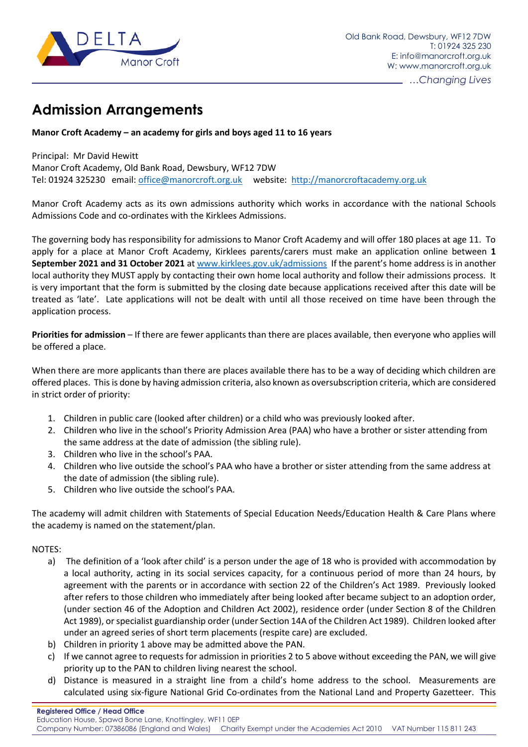Old Bank Road, Dewsbury, WF12 7DW
T: 01924 325 230
E: info@manorcroft.org.uk
W: www.manorcroft.org.uk

*…Changing Lives*

# Admission Arrangements

**Manor Croft Academy – an academy for girls and boys aged 11 to 16 years**

Principal: Mr David Hewitt
Manor Croft Academy, Old Bank Road, Dewsbury, WF12 7DW
Tel: 01924 325230 email: office@manorcroft.org.uk website: http://manorcroftacademy.org.uk

Manor Croft Academy acts as its own admissions authority which works in accordance with the national Schools Admissions Code and co-ordinates with the Kirklees Admissions.

The governing body has responsibility for admissions to Manor Croft Academy and will offer 180 places at age 11. To apply for a place at Manor Croft Academy, Kirklees parents/carers must make an application online between **1 September 2021 and 31 October 2021** at www.kirklees.gov.uk/admissions If the parent's home address is in another local authority they MUST apply by contacting their own home local authority and follow their admissions process. It is very important that the form is submitted by the closing date because applications received after this date will be treated as 'late'. Late applications will not be dealt with until all those received on time have been through the application process.

**Priorities for admission** – If there are fewer applicants than there are places available, then everyone who applies will be offered a place.

When there are more applicants than there are places available there has to be a way of deciding which children are offered places. This is done by having admission criteria, also known as oversubscription criteria, which are considered in strict order of priority:

1. Children in public care (looked after children) or a child who was previously looked after.
2. Children who live in the school's Priority Admission Area (PAA) who have a brother or sister attending from the same address at the date of admission (the sibling rule).
3. Children who live in the school's PAA.
4. Children who live outside the school's PAA who have a brother or sister attending from the same address at the date of admission (the sibling rule).
5. Children who live outside the school's PAA.

The academy will admit children with Statements of Special Education Needs/Education Health & Care Plans where the academy is named on the statement/plan.

NOTES:

a) The definition of a 'look after child' is a person under the age of 18 who is provided with accommodation by a local authority, acting in its social services capacity, for a continuous period of more than 24 hours, by agreement with the parents or in accordance with section 22 of the Children's Act 1989. Previously looked after refers to those children who immediately after being looked after became subject to an adoption order, (under section 46 of the Adoption and Children Act 2002), residence order (under Section 8 of the Children Act 1989), or specialist guardianship order (under Section 14A of the Children Act 1989). Children looked after under an agreed series of short term placements (respite care) are excluded.
b) Children in priority 1 above may be admitted above the PAN.
c) If we cannot agree to requests for admission in priorities 2 to 5 above without exceeding the PAN, we will give priority up to the PAN to children living nearest the school.
d) Distance is measured in a straight line from a child's home address to the school. Measurements are calculated using six-figure National Grid Co-ordinates from the National Land and Property Gazetteer. This

**Registered Office / Head Office**
Education House, Spawd Bone Lane, Knottingley, WF11 0EP
Company Number: 07386086 (England and Wales) Charity Exempt under the Academies Act 2010 VAT Number 115 811 243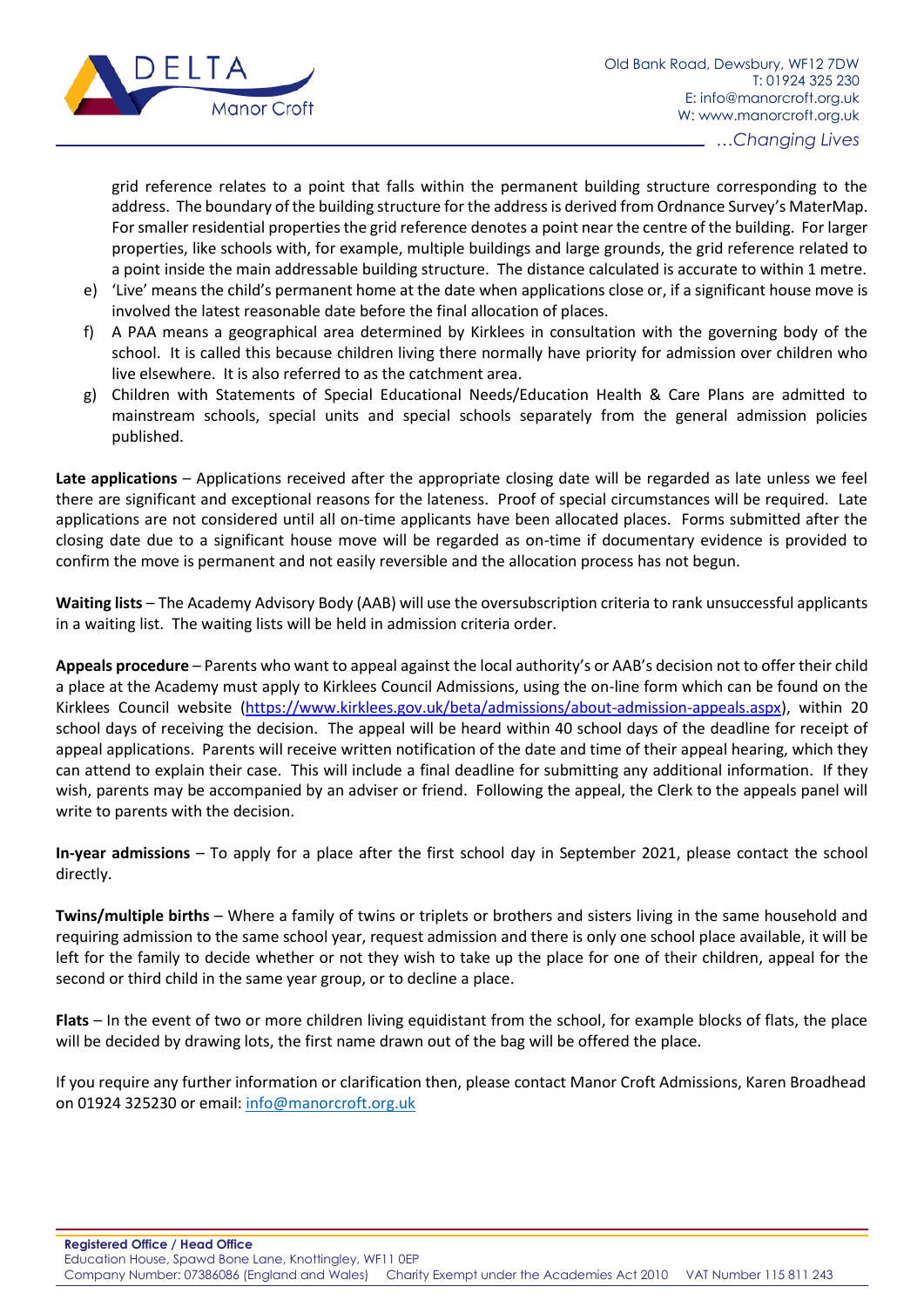grid reference relates to a point that falls within the permanent building structure corresponding to the address. The boundary of the building structure for the address is derived from Ordnance Survey's MaterMap. For smaller residential properties the grid reference denotes a point near the centre of the building. For larger properties, like schools with, for example, multiple buildings and large grounds, the grid reference related to a point inside the main addressable building structure. The distance calculated is accurate to within 1 metre.

e) 'Live' means the child's permanent home at the date when applications close or, if a significant house move is involved the latest reasonable date before the final allocation of places.
f) A PAA means a geographical area determined by Kirklees in consultation with the governing body of the school. It is called this because children living there normally have priority for admission over children who live elsewhere. It is also referred to as the catchment area.
g) Children with Statements of Special Educational Needs/Education Health & Care Plans are admitted to mainstream schools, special units and special schools separately from the general admission policies published.

**Late applications** – Applications received after the appropriate closing date will be regarded as late unless we feel there are significant and exceptional reasons for the lateness. Proof of special circumstances will be required. Late applications are not considered until all on-time applicants have been allocated places. Forms submitted after the closing date due to a significant house move will be regarded as on-time if documentary evidence is provided to confirm the move is permanent and not easily reversible and the allocation process has not begun.

**Waiting lists** – The Academy Advisory Body (AAB) will use the oversubscription criteria to rank unsuccessful applicants in a waiting list. The waiting lists will be held in admission criteria order.

**Appeals procedure** – Parents who want to appeal against the local authority's or AAB's decision not to offer their child a place at the Academy must apply to Kirklees Council Admissions, using the on-line form which can be found on the Kirklees Council website (https://www.kirklees.gov.uk/beta/admissions/about-admission-appeals.aspx), within 20 school days of receiving the decision. The appeal will be heard within 40 school days of the deadline for receipt of appeal applications. Parents will receive written notification of the date and time of their appeal hearing, which they can attend to explain their case. This will include a final deadline for submitting any additional information. If they wish, parents may be accompanied by an adviser or friend. Following the appeal, the Clerk to the appeals panel will write to parents with the decision.

**In-year admissions** – To apply for a place after the first school day in September 2021, please contact the school directly.

**Twins/multiple births** – Where a family of twins or triplets or brothers and sisters living in the same household and requiring admission to the same school year, request admission and there is only one school place available, it will be left for the family to decide whether or not they wish to take up the place for one of their children, appeal for the second or third child in the same year group, or to decline a place.

**Flats** – In the event of two or more children living equidistant from the school, for example blocks of flats, the place will be decided by drawing lots, the first name drawn out of the bag will be offered the place.

If you require any further information or clarification then, please contact Manor Croft Admissions, Karen Broadhead on 01924 325230 or email: info@manorcroft.org.uk